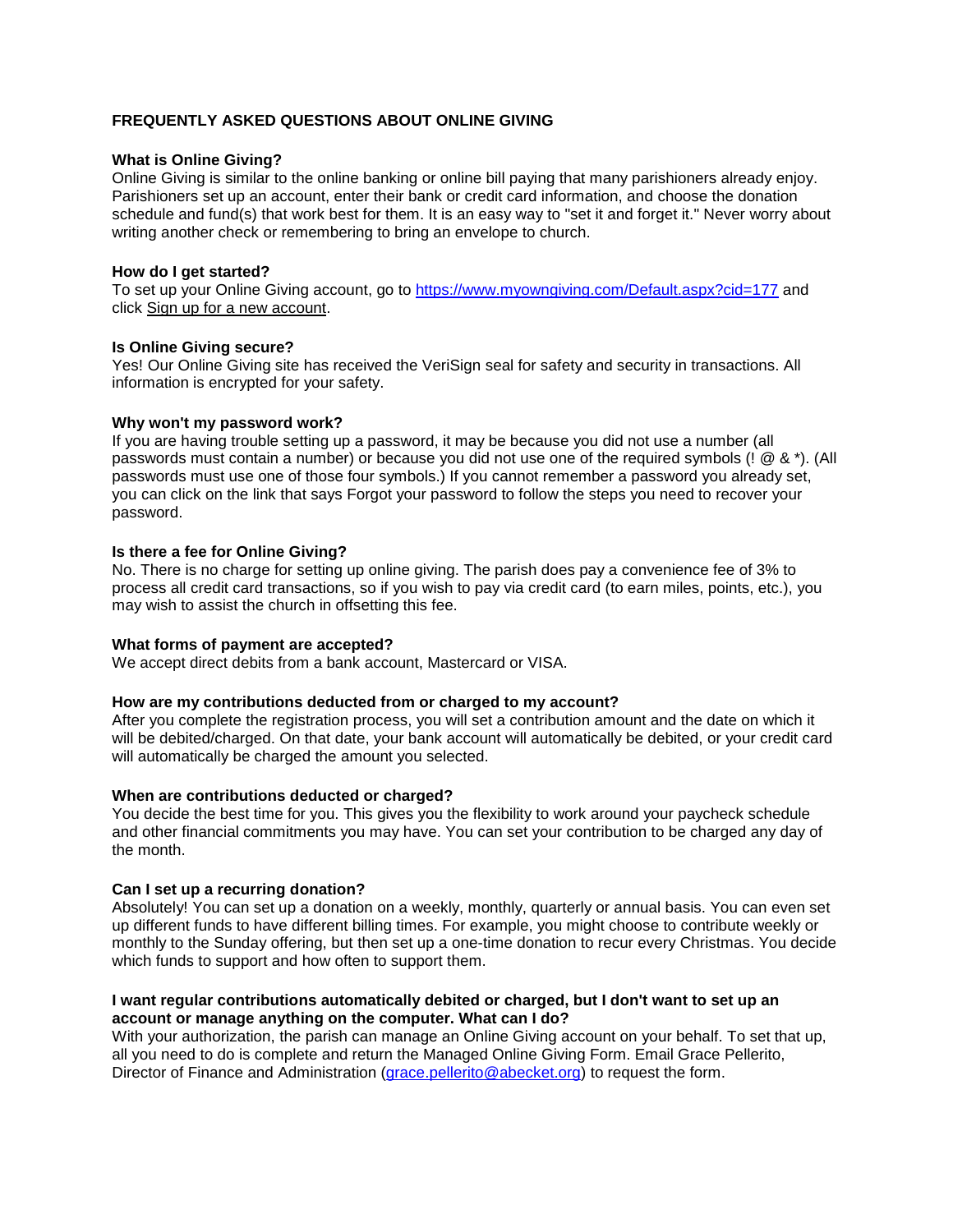# FREQUENTLY ASKED QUESTIONS ABOUT ONLINE GIVING

### What is Online Giving?

Online Giving is similar to the online banking or online bill paying that many parishioners already enjoy. Parishioners set up an account, enter their bank or credit card information, and choose the donation schedule and fund(s) that work best for them. It is an easy way to "set it and forget it." Never worry about writing another check or remembering to bring an envelope to church.

### How do I get started?

To set up your Online Giving account, go to [https://www.myowngiving.com/Default.aspx?cid=177](https://www.myowngiving.com/Default.aspx?cid=177) and click Sign up for a new account.

### Is Online Giving secure?

Yes! Our Online Giving site has received the VeriSign seal for safety and security in transactions. All information is encrypted for your safety.

### Why won't my password work?

If you are having trouble setting up a password, it may be because you did not use a number (all passwords must contain a number) or because you did not use one of the required symbols (! @ & *). (All passwords must use one of those four symbols.) If you cannot remember a password you already set, you can click on the link that says Forgot your password to follow the steps you need to recover your password.

### Is there a fee for Online Giving?

No. There is no charge for setting up online giving. The parish does pay a convenience fee of 3% to process all credit card transactions, so if you wish to pay via credit card (to earn miles, points, etc.), you may wish to assist the church in offsetting this fee.

### What forms of payment are accepted?

We accept direct debits from a bank account, Mastercard or VISA.

### How are my contributions deducted from or charged to my account?

After you complete the registration process, you will set a contribution amount and the date on which it will be debited/charged. On that date, your bank account will automatically be debited, or your credit card will automatically be charged the amount you selected.

### When are contributions deducted or charged?

You decide the best time for you. This gives you the flexibility to work around your paycheck schedule and other financial commitments you may have. You can set your contribution to be charged any day of the month.

### Can I set up a recurring donation?

Absolutely! You can set up a donation on a weekly, monthly, quarterly or annual basis. You can even set up different funds to have different billing times. For example, you might choose to contribute weekly or monthly to the Sunday offering, but then set up a one-time donation to recur every Christmas. You decide which funds to support and how often to support them.

### I want regular contributions automatically debited or charged, but I don't want to set up an account or manage anything on the computer. What can I do?

With your authorization, the parish can manage an Online Giving account on your behalf. To set that up, all you need to do is complete and return the Managed Online Giving Form. Email Grace Pellerito, Director of Finance and Administration ([grace.pellerito@abecket.org](mailto:grace.pellerito@abecket.org)) to request the form.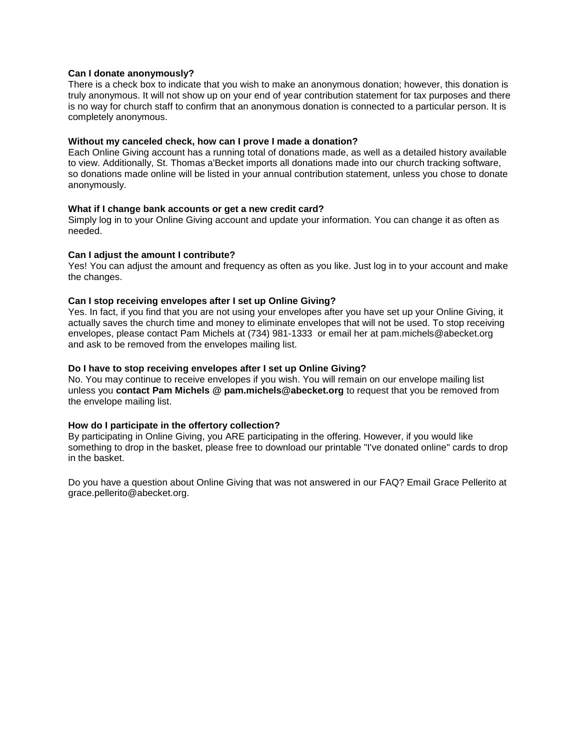**Can I donate anonymously?**

There is a check box to indicate that you wish to make an anonymous donation; however, this donation is truly anonymous. It will not show up on your end of year contribution statement for tax purposes and there is no way for church staff to confirm that an anonymous donation is connected to a particular person. It is completely anonymous.

**Without my canceled check, how can I prove I made a donation?**

Each Online Giving account has a running total of donations made, as well as a detailed history available to view. Additionally, St. Thomas a'Becket imports all donations made into our church tracking software, so donations made online will be listed in your annual contribution statement, unless you chose to donate anonymously.

**What if I change bank accounts or get a new credit card?**

Simply log in to your Online Giving account and update your information. You can change it as often as needed.

**Can I adjust the amount I contribute?**

Yes! You can adjust the amount and frequency as often as you like. Just log in to your account and make the changes.

**Can I stop receiving envelopes after I set up Online Giving?**

Yes. In fact, if you find that you are not using your envelopes after you have set up your Online Giving, it actually saves the church time and money to eliminate envelopes that will not be used. To stop receiving envelopes, please contact Pam Michels at (734) 981-1333 or email her at pam.michels@abecket.org and ask to be removed from the envelopes mailing list.

**Do I have to stop receiving envelopes after I set up Online Giving?**

No. You may continue to receive envelopes if you wish. You will remain on our envelope mailing list unless you **contact Pam Michels @ pam.michels@abecket.org** to request that you be removed from the envelope mailing list.

**How do I participate in the offertory collection?**

By participating in Online Giving, you ARE participating in the offering. However, if you would like something to drop in the basket, please free to download our printable "I've donated online" cards to drop in the basket.

Do you have a question about Online Giving that was not answered in our FAQ? Email Grace Pellerito at grace.pellerito@abecket.org.